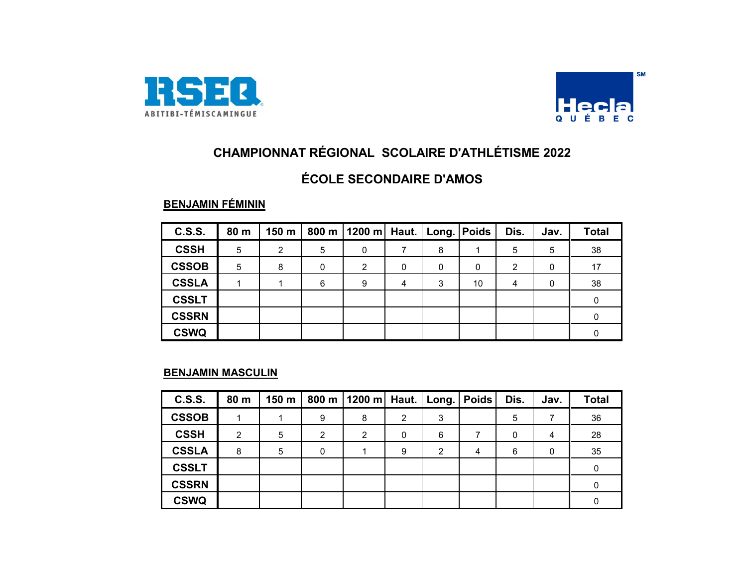RSEQ ABITIBI-TÉMISCAMINGUE

Hecla QUÉBEC

# CHAMPIONNAT RÉGIONAL SCOLAIRE D'ATHLÉTISME 2022

## ÉCOLE SECONDAIRE D'AMOS

### BENJAMIN FÉMININ

| C.S.S. | 80 m | 150 m | 800 m | 1200 m | Haut. | Long. | Poids | Dis. | Jav. | Total |
|---|---|---|---|---|---|---|---|---|---|---|
| CSSH | 5 | 2 | 5 | 0 | 7 | 8 | 1 | 5 | 5 | 38 |
| CSSOB | 5 | 8 | 0 | 2 | 0 | 0 | 0 | 2 | 0 | 17 |
| CSSLA | 1 | 1 | 6 | 9 | 4 | 3 | 10 | 4 | 0 | 38 |
| CSSLT | | | | | | | | | | 0 |
| CSSRN | | | | | | | | | | 0 |
| CSWQ | | | | | | | | | | 0 |

### BENJAMIN MASCULIN

| C.S.S. | 80 m | 150 m | 800 m | 1200 m | Haut. | Long. | Poids | Dis. | Jav. | Total |
|---|---|---|---|---|---|---|---|---|---|---|
| CSSOB | 1 | 1 | 9 | 8 | 2 | 3 | | 5 | 7 | 36 |
| CSSH | 2 | 5 | 2 | 2 | 0 | 6 | 7 | 0 | 4 | 28 |
| CSSLA | 8 | 5 | 0 | 1 | 9 | 2 | 4 | 6 | 0 | 35 |
| CSSLT | | | | | | | | | | 0 |
| CSSRN | | | | | | | | | | 0 |
| CSWQ | | | | | | | | | | 0 |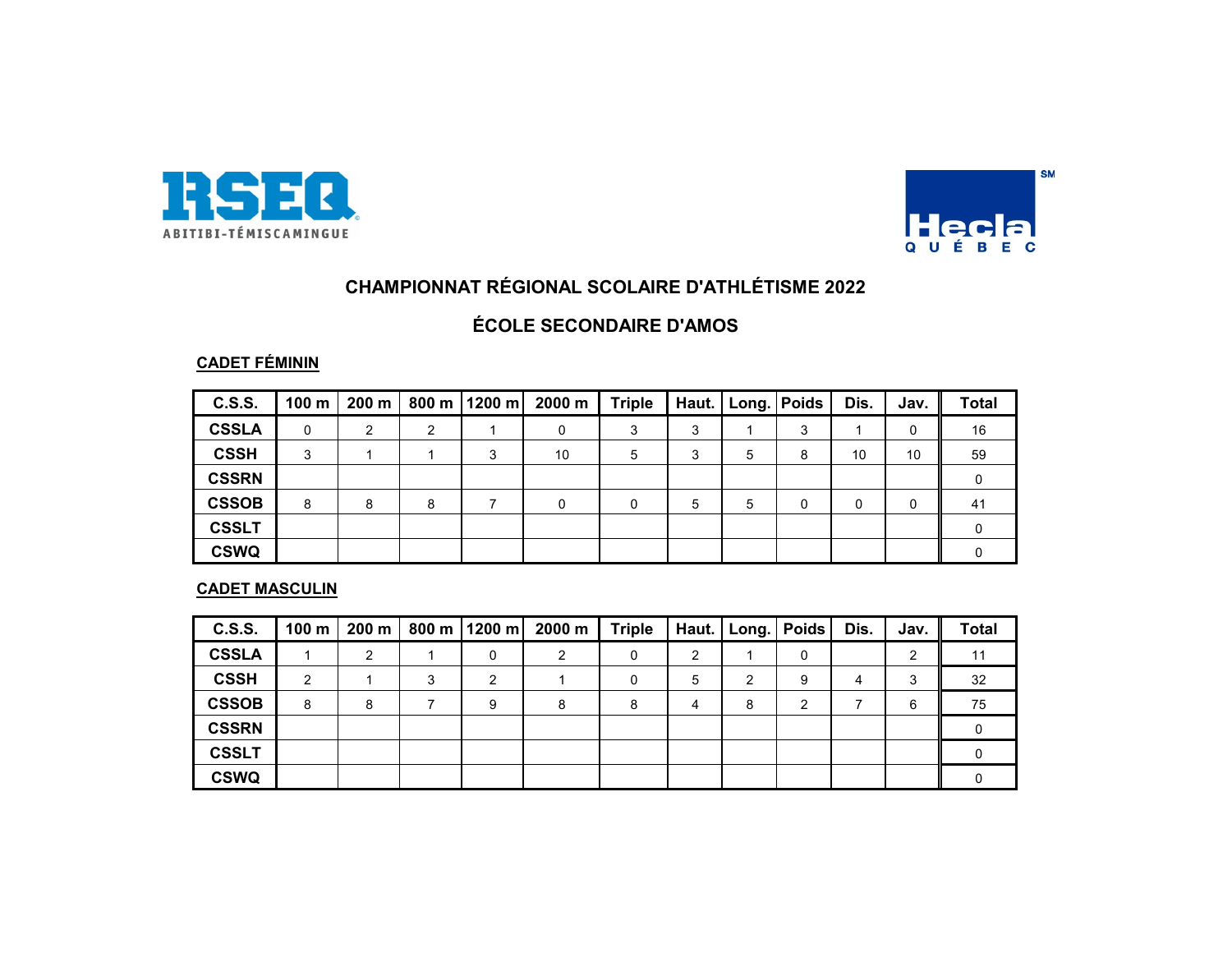RSEQ ABITIBI-TÉMISCAMINGUE

Hecla QUÉBEC

# CHAMPIONNAT RÉGIONAL SCOLAIRE D'ATHLÉTISME 2022

## ÉCOLE SECONDAIRE D'AMOS

### CADET FÉMININ

| C.S.S. | 100 m | 200 m | 800 m | 1200 m | 2000 m | Triple | Haut. | Long. | Poids | Dis. | Jav. | Total |
|---|---|---|---|---|---|---|---|---|---|---|---|---|
| CSSLA | 0 | 2 | 2 | 1 | 0 | 3 | 3 | 1 | 3 | 1 | 0 | 16 |
| CSSH | 3 | 1 | 1 | 3 | 10 | 5 | 3 | 5 | 8 | 10 | 10 | 59 |
| CSSRN | | | | | | | | | | | | 0 |
| CSSOB | 8 | 8 | 8 | 7 | 0 | 0 | 5 | 5 | 0 | 0 | 0 | 41 |
| CSSLT | | | | | | | | | | | | 0 |
| CSWQ | | | | | | | | | | | | 0 |

### CADET MASCULIN

| C.S.S. | 100 m | 200 m | 800 m | 1200 m | 2000 m | Triple | Haut. | Long. | Poids | Dis. | Jav. | Total |
|---|---|---|---|---|---|---|---|---|---|---|---|---|
| CSSLA | 1 | 2 | 1 | 0 | 2 | 0 | 2 | 1 | 0 | | 2 | 11 |
| CSSH | 2 | 1 | 3 | 2 | 1 | 0 | 5 | 2 | 9 | 4 | 3 | 32 |
| CSSOB | 8 | 8 | 7 | 9 | 8 | 8 | 4 | 8 | 2 | 7 | 6 | 75 |
| CSSRN | | | | | | | | | | | | 0 |
| CSSLT | | | | | | | | | | | | 0 |
| CSWQ | | | | | | | | | | | | 0 |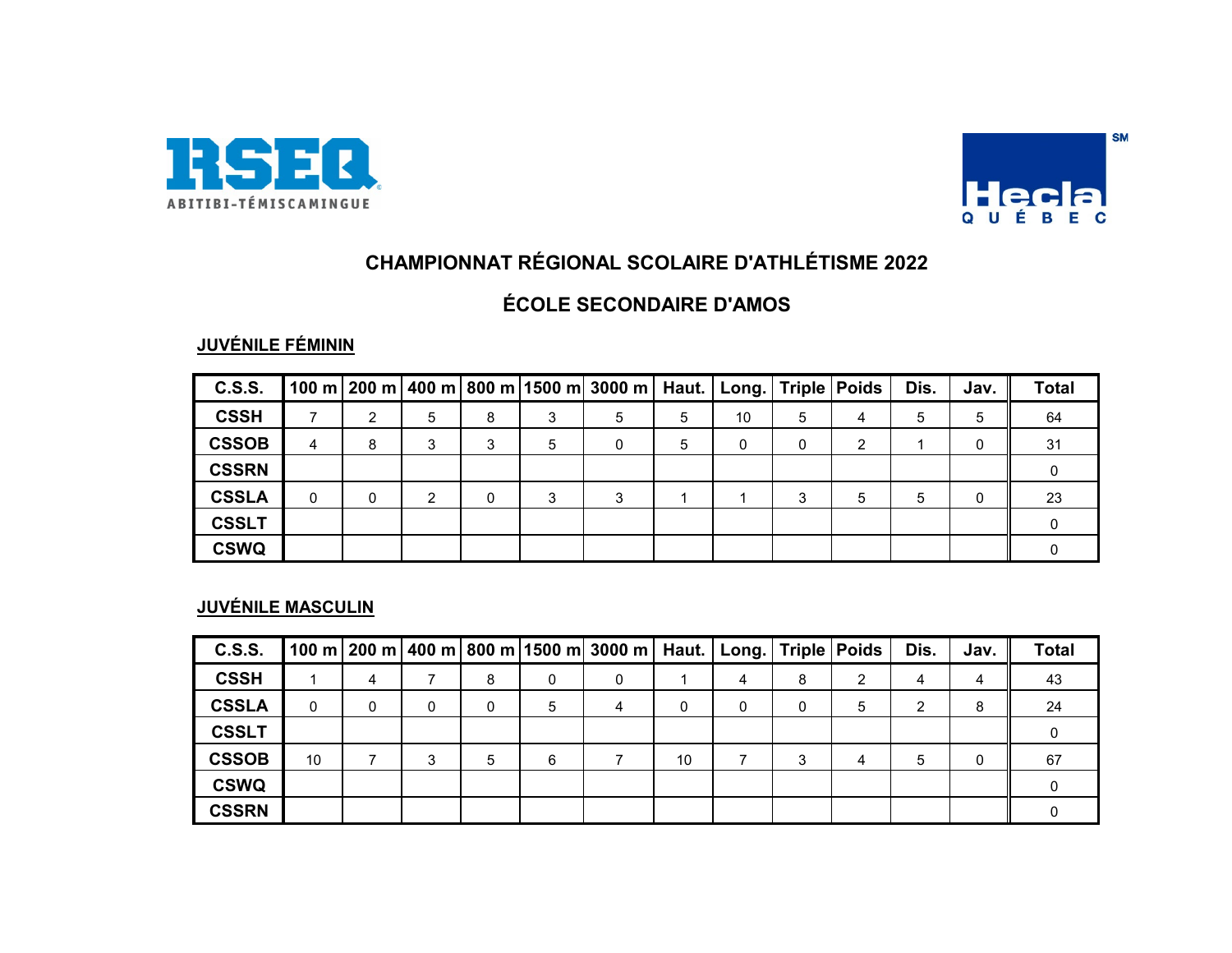# CHAMPIONNAT RÉGIONAL SCOLAIRE D'ATHLÉTISME 2022

## ÉCOLE SECONDAIRE D'AMOS

### JUVÉNILE FÉMININ

| C.S.S. | 100 m | 200 m | 400 m | 800 m | 1500 m | 3000 m | Haut. | Long. | Triple | Poids | Dis. | Jav. | Total |
|---|---|---|---|---|---|---|---|---|---|---|---|---|---|
| CSSH | 7 | 2 | 5 | 8 | 3 | 5 | 5 | 10 | 5 | 4 | 5 | 5 | 64 |
| CSSOB | 4 | 8 | 3 | 3 | 5 | 0 | 5 | 0 | 0 | 2 | 1 | 0 | 31 |
| CSSRN | | | | | | | | | | | | | 0 |
| CSSLA | 0 | 0 | 2 | 0 | 3 | 3 | 1 | 1 | 3 | 5 | 5 | 0 | 23 |
| CSSLT | | | | | | | | | | | | | 0 |
| CSWQ | | | | | | | | | | | | | 0 |

### JUVÉNILE MASCULIN

| C.S.S. | 100 m | 200 m | 400 m | 800 m | 1500 m | 3000 m | Haut. | Long. | Triple | Poids | Dis. | Jav. | Total |
|---|---|---|---|---|---|---|---|---|---|---|---|---|---|
| CSSH | 1 | 4 | 7 | 8 | 0 | 0 | 1 | 4 | 8 | 2 | 4 | 4 | 43 |
| CSSLA | 0 | 0 | 0 | 0 | 5 | 4 | 0 | 0 | 0 | 5 | 2 | 8 | 24 |
| CSSLT | | | | | | | | | | | | | 0 |
| CSSOB | 10 | 7 | 3 | 5 | 6 | 7 | 10 | 7 | 3 | 4 | 5 | 0 | 67 |
| CSWQ | | | | | | | | | | | | | 0 |
| CSSRN | | | | | | | | | | | | | 0 |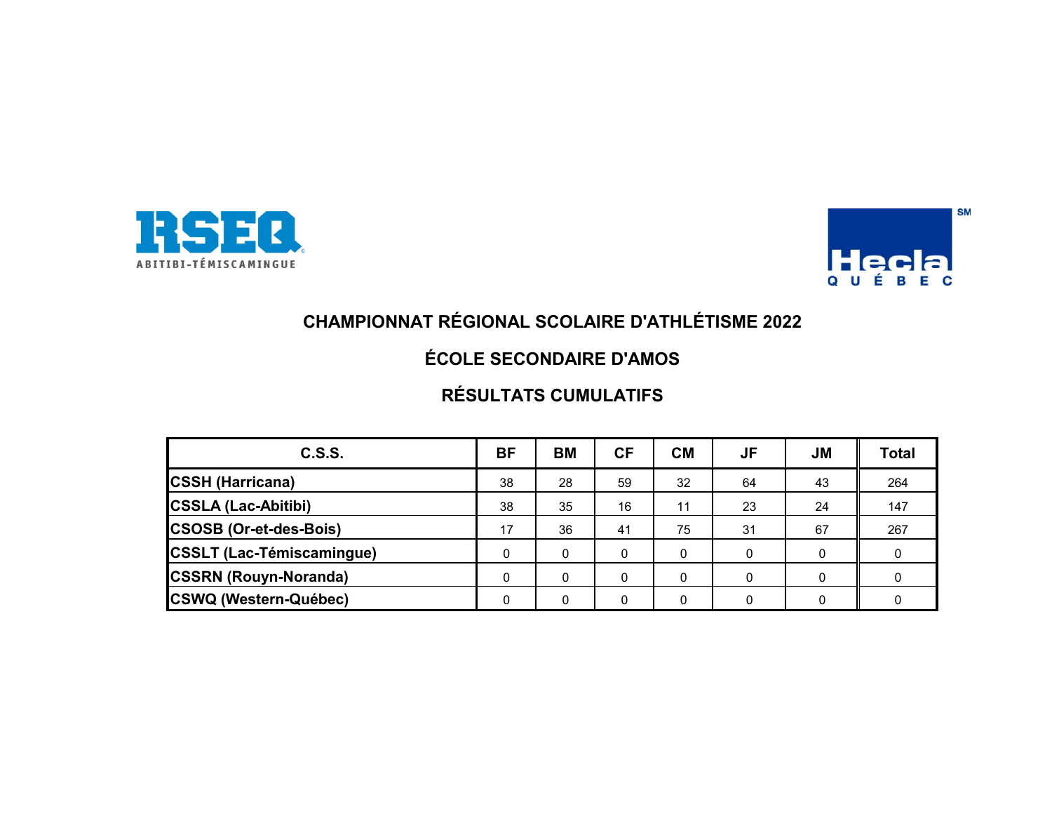RSEQ ABITIBI-TÉMISCAMINGUE

Hecla QUÉBEC

## CHAMPIONNAT RÉGIONAL SCOLAIRE D'ATHLÉTISME 2022

## ÉCOLE SECONDAIRE D'AMOS

## RÉSULTATS CUMULATIFS

| C.S.S. | BF | BM | CF | CM | JF | JM | Total |
|---|---|---|---|---|---|---|---|
| **CSSH (Harricana)** | 38 | 28 | 59 | 32 | 64 | 43 | 264 |
| **CSSLA (Lac-Abitibi)** | 38 | 35 | 16 | 11 | 23 | 24 | 147 |
| **CSOSB (Or-et-des-Bois)** | 17 | 36 | 41 | 75 | 31 | 67 | 267 |
| **CSSLT (Lac-Témiscamingue)** | 0 | 0 | 0 | 0 | 0 | 0 | 0 |
| **CSSRN (Rouyn-Noranda)** | 0 | 0 | 0 | 0 | 0 | 0 | 0 |
| **CSWQ (Western-Québec)** | 0 | 0 | 0 | 0 | 0 | 0 | 0 |